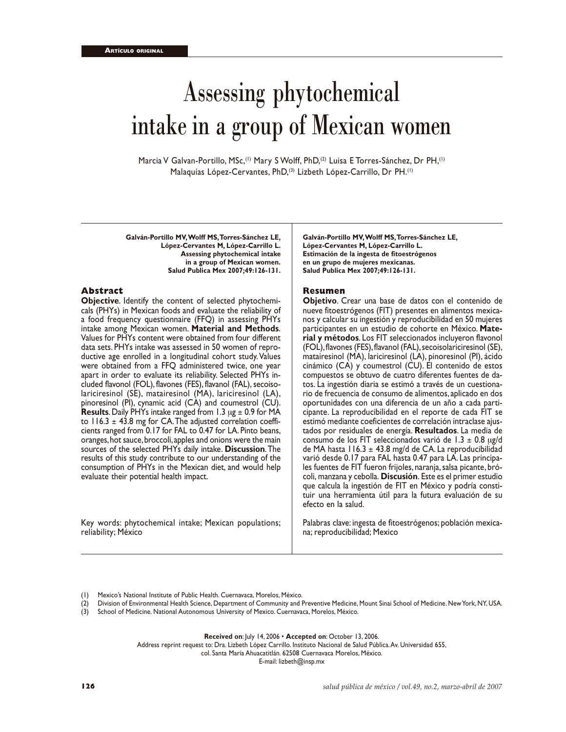Artículo original

# Assessing phytochemical intake in a group of Mexican women

Marcia V Galvan-Portillo, MSc,[1] Mary S Wolff, PhD,[2] Luisa E Torres-Sánchez, Dr PH,[1] Malaquías López-Cervantes, PhD,[3] Lizbeth López-Carrillo, Dr PH.[1]

**Galván-Portillo MV, Wolff MS, Torres-Sánchez LE, López-Cervantes M, López-Carrillo L. Assessing phytochemical intake in a group of Mexican women. Salud Publica Mex 2007;49:126-131.**

## Abstract

**Objective**. Identify the content of selected phytochemicals (PHYs) in Mexican foods and evaluate the reliability of a food frequency questionnaire (FFQ) in assessing PHYs intake among Mexican women. **Material and Methods**. Values for PHYs content were obtained from four different data sets. PHYs intake was assessed in 50 women of reproductive age enrolled in a longitudinal cohort study. Values were obtained from a FFQ administered twice, one year apart in order to evaluate its reliability. Selected PHYs included flavonol (FOL), flavones (FES), flavanol (FAL), secoisolariciresinol (SE), matairesinol (MA), lariciresinol (LA), pinoresinol (PI), cynamic acid (CA) and coumestrol (CU). **Results**. Daily PHYs intake ranged from 1.3 μg ± 0.9 for MA to 116.3 ± 43.8 mg for CA. The adjusted correlation coefficients ranged from 0.17 for FAL to 0.47 for LA. Pinto beans, oranges, hot sauce, broccoli, apples and onions were the main sources of the selected PHYs daily intake. **Discussion**. The results of this study contribute to our understanding of the consumption of PHYs in the Mexican diet, and would help evaluate their potential health impact.

Key words: phytochemical intake; Mexican populations; reliability; México

**Galván-Portillo MV, Wolff MS, Torres-Sánchez LE, López-Cervantes M, López-Carrillo L. Estimación de la ingesta de fitoestrógenos en un grupo de mujeres mexicanas. Salud Publica Mex 2007;49:126-131.**

## Resumen

**Objetivo**. Crear una base de datos con el contenido de nueve fitoestrógenos (FIT) presentes en alimentos mexicanos y calcular su ingestión y reproducibilidad en 50 mujeres participantes en un estudio de cohorte en México. **Material y métodos**. Los FIT seleccionados incluyeron flavonol (FOL), flavones (FES), flavanol (FAL), secoisolariciresinol (SE), matairesinol (MA), lariciresinol (LA), pinoresinol (PI), ácido cinámico (CA) y coumestrol (CU). El contenido de estos compuestos se obtuvo de cuatro diferentes fuentes de datos. La ingestión diaria se estimó a través de un cuestionario de frecuencia de consumo de alimentos, aplicado en dos oportunidades con una diferencia de un año a cada participante. La reproducibilidad en el reporte de cada FIT se estimó mediante coeficientes de correlación intraclase ajustados por residuales de energía. **Resultados**. La media de consumo de los FIT seleccionados varió de 1.3 ± 0.8 μg/d de MA hasta 116.3 ± 43.8 mg/d de CA. La reproducibilidad varió desde 0.17 para FAL hasta 0.47 para LA. Las principales fuentes de FIT fueron frijoles, naranja, salsa picante, brócoli, manzana y cebolla. **Discusión**. Este es el primer estudio que calcula la ingestión de FIT en México y podría constituir una herramienta útil para la futura evaluación de su efecto en la salud.

Palabras clave: ingesta de fitoestrógenos; población mexicana; reproducibilidad; Mexico

(1) Mexico's National Institute of Public Health. Cuernavaca, Morelos, México.
(2) Division of Environmental Health Science, Department of Community and Preventive Medicine, Mount Sinai School of Medicine. New York, NY, USA.
(3) School of Medicine. National Autonomous University of Mexico. Cuernavaca, Morelos, México.

**Received on**: July 14, 2006 • **Accepted on**: October 13, 2006.
Address reprint request to: Dra. Lizbeth López Carrillo. Instituto Nacional de Salud Pública. Av. Universidad 655, col. Santa María Ahuacatitlán. 62508 Cuernavaca Morelos, México.
E-mail: lizbeth@insp.mx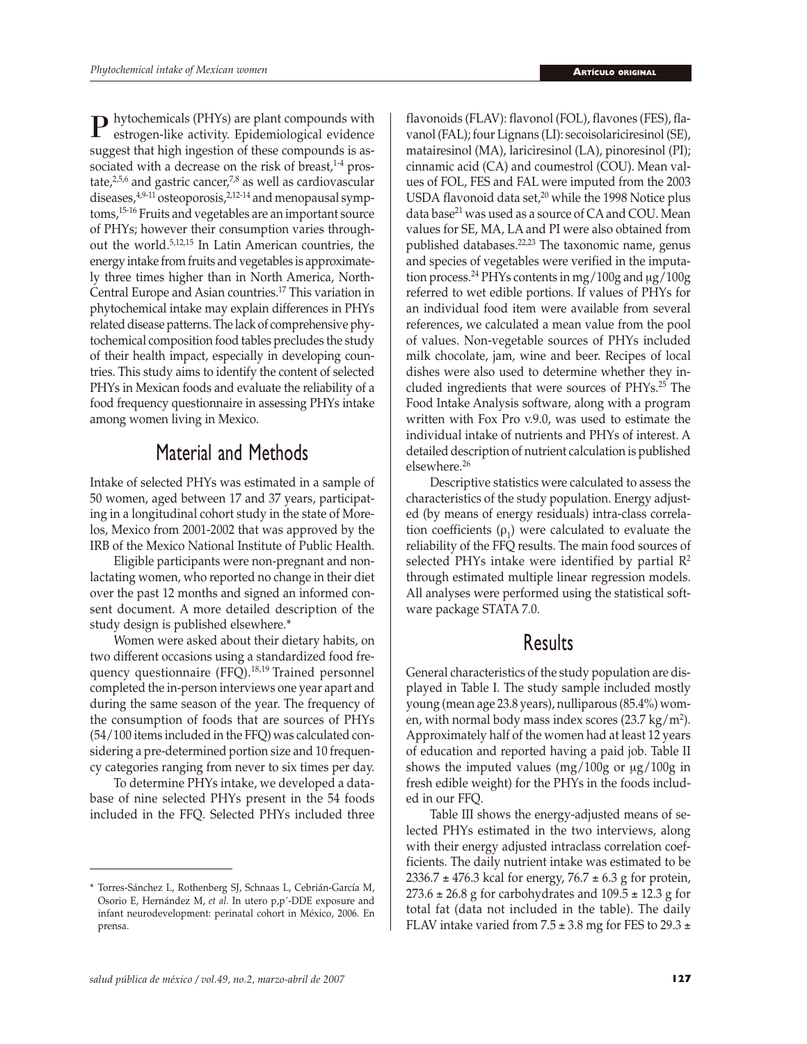Phytochemicals (PHYs) are plant compounds with estrogen-like activity. Epidemiological evidence suggest that high ingestion of these compounds is associated with a decrease on the risk of breast,[1-4] prostate,[2,5,6] and gastric cancer,[7,8] as well as cardiovascular diseases,[4,9-11] osteoporosis,[2,12-14] and menopausal symptoms,[15-16] Fruits and vegetables are an important source of PHYs; however their consumption varies throughout the world.[5,12,15] In Latin American countries, the energy intake from fruits and vegetables is approximately three times higher than in North America, North-Central Europe and Asian countries.[17] This variation in phytochemical intake may explain differences in PHYs related disease patterns. The lack of comprehensive phytochemical composition food tables precludes the study of their health impact, especially in developing countries. This study aims to identify the content of selected PHYs in Mexican foods and evaluate the reliability of a food frequency questionnaire in assessing PHYs intake among women living in Mexico.

## Material and Methods

Intake of selected PHYs was estimated in a sample of 50 women, aged between 17 and 37 years, participating in a longitudinal cohort study in the state of Morelos, Mexico from 2001-2002 that was approved by the IRB of the Mexico National Institute of Public Health.

Eligible participants were non-pregnant and non-lactating women, who reported no change in their diet over the past 12 months and signed an informed consent document. A more detailed description of the study design is published elsewhere.*

Women were asked about their dietary habits, on two different occasions using a standardized food frequency questionnaire (FFQ).[18,19] Trained personnel completed the in-person interviews one year apart and during the same season of the year. The frequency of the consumption of foods that are sources of PHYs (54/100 items included in the FFQ) was calculated considering a pre-determined portion size and 10 frequency categories ranging from never to six times per day.

To determine PHYs intake, we developed a database of nine selected PHYs present in the 54 foods included in the FFQ. Selected PHYs included three flavonoids (FLAV): flavonol (FOL), flavones (FES), flavanol (FAL); four Lignans (LI): secoisolariciresinol (SE), matairesinol (MA), lariciresinol (LA), pinoresinol (PI); cinnamic acid (CA) and coumestrol (COU). Mean values of FOL, FES and FAL were imputed from the 2003 USDA flavonoid data set,[20] while the 1998 Notice plus data base[21] was used as a source of CA and COU. Mean values for SE, MA, LA and PI were also obtained from published databases.[22,23] The taxonomic name, genus and species of vegetables were verified in the imputation process.[24] PHYs contents in mg/100g and μg/100g referred to wet edible portions. If values of PHYs for an individual food item were available from several references, we calculated a mean value from the pool of values. Non-vegetable sources of PHYs included milk chocolate, jam, wine and beer. Recipes of local dishes were also used to determine whether they included ingredients that were sources of PHYs.[25] The Food Intake Analysis software, along with a program written with Fox Pro v.9.0, was used to estimate the individual intake of nutrients and PHYs of interest. A detailed description of nutrient calculation is published elsewhere.[26]

Descriptive statistics were calculated to assess the characteristics of the study population. Energy adjusted (by means of energy residuals) intra-class correlation coefficients ($\rho_1$) were calculated to evaluate the reliability of the FFQ results. The main food sources of selected PHYs intake were identified by partial $R^2$ through estimated multiple linear regression models. All analyses were performed using the statistical software package STATA 7.0.

## Results

General characteristics of the study population are displayed in Table I. The study sample included mostly young (mean age 23.8 years), nulliparous (85.4%) women, with normal body mass index scores (23.7 $kg/m^2$). Approximately half of the women had at least 12 years of education and reported having a paid job. Table II shows the imputed values (mg/100g or μg/100g in fresh edible weight) for the PHYs in the foods included in our FFQ.

Table III shows the energy-adjusted means of selected PHYs estimated in the two interviews, along with their energy adjusted intraclass correlation coefficients. The daily nutrient intake was estimated to be 2336.7 ± 476.3 kcal for energy, 76.7 ± 6.3 g for protein, 273.6 ± 26.8 g for carbohydrates and 109.5 ± 12.3 g for total fat (data not included in the table). The daily FLAV intake varied from 7.5 ± 3.8 mg for FES to 29.3 ±

---

\* Torres-Sánchez L, Rothenberg SJ, Schnaas L, Cebrián-García M, Osorio E, Hernández M, *et al*. In utero p,p´-DDE exposure and infant neurodevelopment: perinatal cohort in México, 2006. En prensa.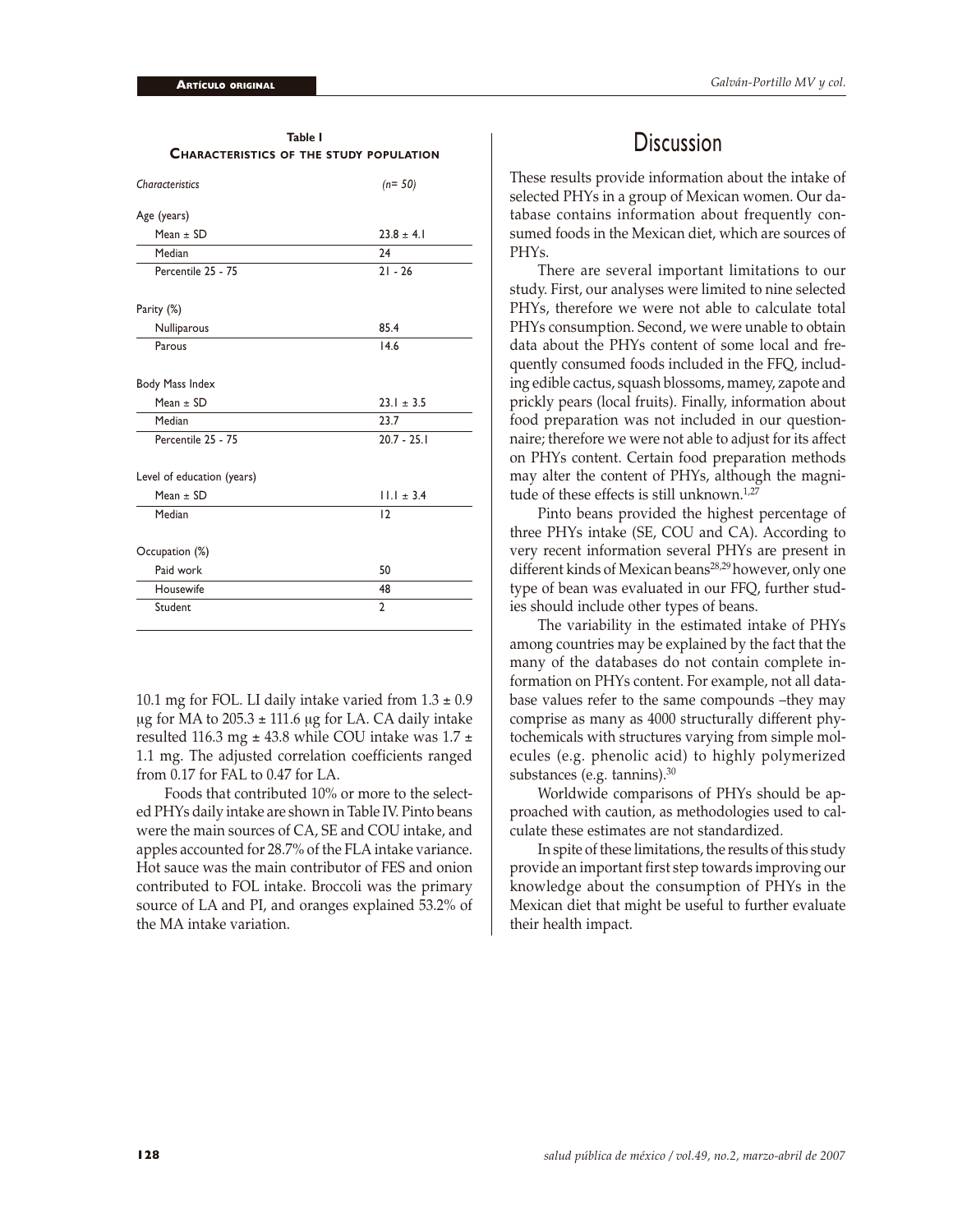**Table I**
**Characteristics of the study population**

| *Characteristics* | *(n= 50)* |
|---|---|
| Age (years) | |
| Mean ± SD | 23.8 ± 4.1 |
| Median | 24 |
| Percentile 25 - 75 | 21 - 26 |
| Parity (%) | |
| Nulliparous | 85.4 |
| Parous | 14.6 |
| Body Mass Index | |
| Mean ± SD | 23.1 ± 3.5 |
| Median | 23.7 |
| Percentile 25 - 75 | 20.7 - 25.1 |
| Level of education (years) | |
| Mean ± SD | 11.1 ± 3.4 |
| Median | 12 |
| Occupation (%) | |
| Paid work | 50 |
| Housewife | 48 |
| Student | 2 |

10.1 mg for FOL. LI daily intake varied from 1.3 ± 0.9 µg for MA to 205.3 ± 111.6 µg for LA. CA daily intake resulted 116.3 mg ± 43.8 while COU intake was 1.7 ± 1.1 mg. The adjusted correlation coefficients ranged from 0.17 for FAL to 0.47 for LA.

Foods that contributed 10% or more to the selected PHYs daily intake are shown in Table IV. Pinto beans were the main sources of CA, SE and COU intake, and apples accounted for 28.7% of the FLA intake variance. Hot sauce was the main contributor of FES and onion contributed to FOL intake. Broccoli was the primary source of LA and PI, and oranges explained 53.2% of the MA intake variation.

# Discussion

These results provide information about the intake of selected PHYs in a group of Mexican women. Our database contains information about frequently consumed foods in the Mexican diet, which are sources of PHYs.

There are several important limitations to our study. First, our analyses were limited to nine selected PHYs, therefore we were not able to calculate total PHYs consumption. Second, we were unable to obtain data about the PHYs content of some local and frequently consumed foods included in the FFQ, including edible cactus, squash blossoms, mamey, zapote and prickly pears (local fruits). Finally, information about food preparation was not included in our questionnaire; therefore we were not able to adjust for its affect on PHYs content. Certain food preparation methods may alter the content of PHYs, although the magnitude of these effects is still unknown.[1,27]

Pinto beans provided the highest percentage of three PHYs intake (SE, COU and CA). According to very recent information several PHYs are present in different kinds of Mexican beans[28,29] however, only one type of bean was evaluated in our FFQ, further studies should include other types of beans.

The variability in the estimated intake of PHYs among countries may be explained by the fact that the many of the databases do not contain complete information on PHYs content. For example, not all database values refer to the same compounds –they may comprise as many as 4000 structurally different phytochemicals with structures varying from simple molecules (e.g. phenolic acid) to highly polymerized substances (e.g. tannins).[30]

Worldwide comparisons of PHYs should be approached with caution, as methodologies used to calculate these estimates are not standardized.

In spite of these limitations, the results of this study provide an important first step towards improving our knowledge about the consumption of PHYs in the Mexican diet that might be useful to further evaluate their health impact.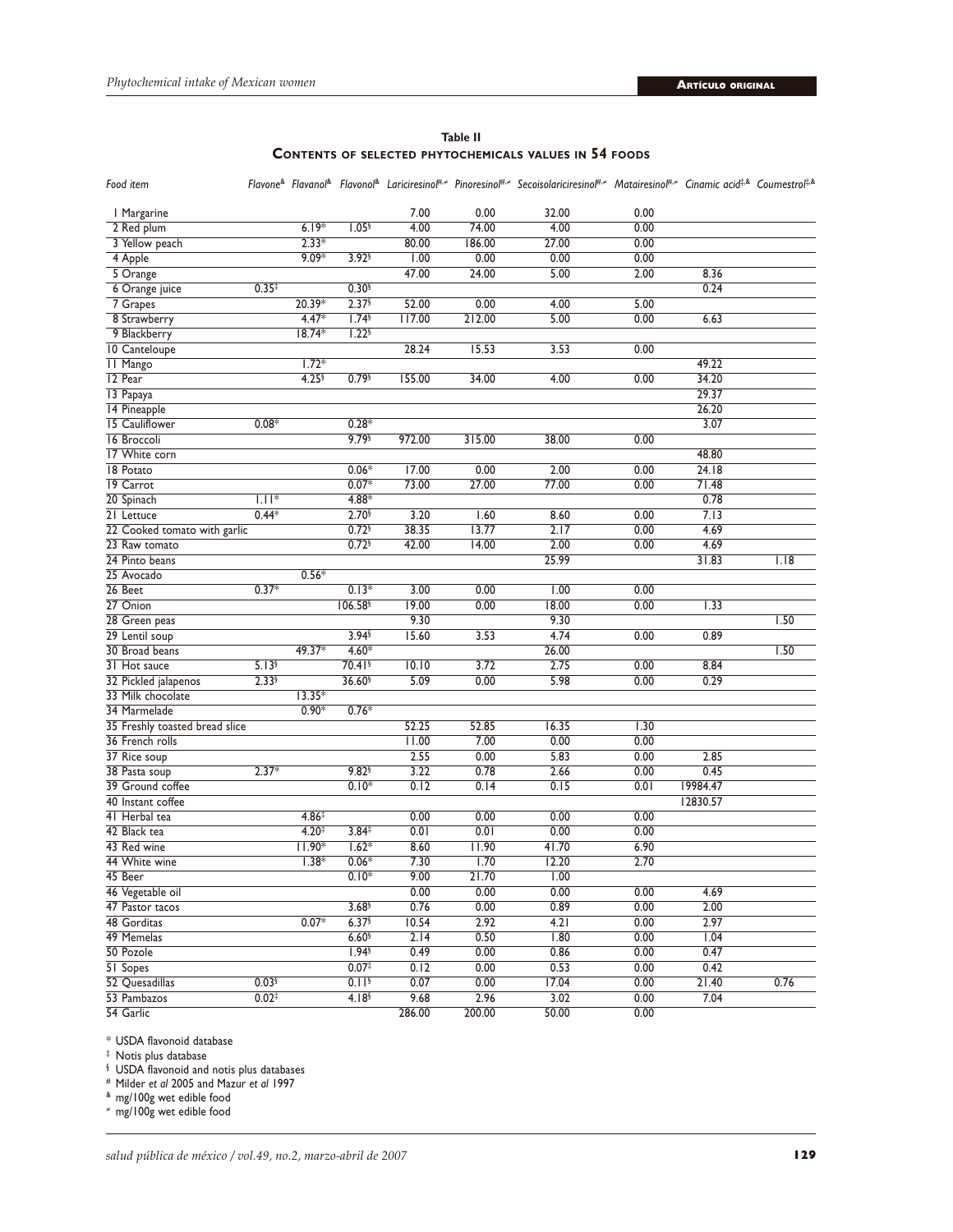**Table II**

**Contents of selected phytochemicals values in 54 foods**

| *Food item* | *Flavone*[&] | *Flavanol*[&] | *Flavonol*[&] | *Lariciresinol*[#,≠] | *Pinoresinol*[#,≠] | *Secoisolariciresinol*[#,≠] | *Matairesinol*[#,≠] | *Cinamic acid*[‡,&] | *Coumestrol*[‡,&] |
|---|---|---|---|---|---|---|---|---|---|
| 1 Margarine | | | | 7.00 | 0.00 | 32.00 | 0.00 | | |
| 2 Red plum | | 6.19* | 1.05§ | 4.00 | 74.00 | 4.00 | 0.00 | | |
| 3 Yellow peach | | 2.33* | | 80.00 | 186.00 | 27.00 | 0.00 | | |
| 4 Apple | | 9.09* | 3.92§ | 1.00 | 0.00 | 0.00 | 0.00 | | |
| 5 Orange | | | | 47.00 | 24.00 | 5.00 | 2.00 | 8.36 | |
| 6 Orange juice | 0.35‡ | | 0.30§ | | | | | 0.24 | |
| 7 Grapes | | 20.39* | 2.37§ | 52.00 | 0.00 | 4.00 | 5.00 | | |
| 8 Strawberry | | 4.47* | 1.74§ | 117.00 | 212.00 | 5.00 | 0.00 | 6.63 | |
| 9 Blackberry | | 18.74* | 1.22§ | | | | | | |
| 10 Canteloupe | | | | 28.24 | 15.53 | 3.53 | 0.00 | | |
| 11 Mango | | 1.72* | | | | | | 49.22 | |
| 12 Pear | | 4.25§ | 0.79§ | 155.00 | 34.00 | 4.00 | 0.00 | 34.20 | |
| 13 Papaya | | | | | | | | 29.37 | |
| 14 Pineapple | | | | | | | | 26.20 | |
| 15 Cauliflower | 0.08* | | 0.28* | | | | | 3.07 | |
| 16 Broccoli | | | 9.79§ | 972.00 | 315.00 | 38.00 | 0.00 | | |
| 17 White corn | | | | | | | | 48.80 | |
| 18 Potato | | | 0.06* | 17.00 | 0.00 | 2.00 | 0.00 | 24.18 | |
| 19 Carrot | | | 0.07* | 73.00 | 27.00 | 77.00 | 0.00 | 71.48 | |
| 20 Spinach | 1.11* | | 4.88* | | | | | 0.78 | |
| 21 Lettuce | 0.44* | | 2.70§ | 3.20 | 1.60 | 8.60 | 0.00 | 7.13 | |
| 22 Cooked tomato with garlic | | | 0.72§ | 38.35 | 13.77 | 2.17 | 0.00 | 4.69 | |
| 23 Raw tomato | | | 0.72§ | 42.00 | 14.00 | 2.00 | 0.00 | 4.69 | |
| 24 Pinto beans | | | | | | 25.99 | | 31.83 | 1.18 |
| 25 Avocado | | 0.56* | | | | | | | |
| 26 Beet | 0.37* | | 0.13* | 3.00 | 0.00 | 1.00 | 0.00 | | |
| 27 Onion | | | 106.58§ | 19.00 | 0.00 | 18.00 | 0.00 | 1.33 | |
| 28 Green peas | | | | 9.30 | | 9.30 | | | 1.50 |
| 29 Lentil soup | | | 3.94§ | 15.60 | 3.53 | 4.74 | 0.00 | 0.89 | |
| 30 Broad beans | | 49.37* | 4.60* | | | 26.00 | | | 1.50 |
| 31 Hot sauce | 5.13§ | | 70.41§ | 10.10 | 3.72 | 2.75 | 0.00 | 8.84 | |
| 32 Pickled jalapenos | 2.33§ | | 36.60§ | 5.09 | 0.00 | 5.98 | 0.00 | 0.29 | |
| 33 Milk chocolate | | 13.35* | | | | | | | |
| 34 Marmelade | | 0.90* | 0.76* | | | | | | |
| 35 Freshly toasted bread slice | | | | 52.25 | 52.85 | 16.35 | 1.30 | | |
| 36 French rolls | | | | 11.00 | 7.00 | 0.00 | 0.00 | | |
| 37 Rice soup | | | | 2.55 | 0.00 | 5.83 | 0.00 | 2.85 | |
| 38 Pasta soup | 2.37* | | 9.82§ | 3.22 | 0.78 | 2.66 | 0.00 | 0.45 | |
| 39 Ground coffee | | | 0.10* | 0.12 | 0.14 | 0.15 | 0.01 | 19984.47 | |
| 40 Instant coffee | | | | | | | | 12830.57 | |
| 41 Herbal tea | | 4.86‡ | | 0.00 | 0.00 | 0.00 | 0.00 | | |
| 42 Black tea | | 4.20‡ | 3.84‡ | 0.01 | 0.01 | 0.00 | 0.00 | | |
| 43 Red wine | | 11.90* | 1.62* | 8.60 | 11.90 | 41.70 | 6.90 | | |
| 44 White wine | | 1.38* | 0.06* | 7.30 | 1.70 | 12.20 | 2.70 | | |
| 45 Beer | | | 0.10* | 9.00 | 21.70 | 1.00 | | | |
| 46 Vegetable oil | | | | 0.00 | 0.00 | 0.00 | 0.00 | 4.69 | |
| 47 Pastor tacos | | | 3.68§ | 0.76 | 0.00 | 0.89 | 0.00 | 2.00 | |
| 48 Gorditas | | 0.07* | 6.37§ | 10.54 | 2.92 | 4.21 | 0.00 | 2.97 | |
| 49 Memelas | | | 6.60§ | 2.14 | 0.50 | 1.80 | 0.00 | 1.04 | |
| 50 Pozole | | | 1.94§ | 0.49 | 0.00 | 0.86 | 0.00 | 0.47 | |
| 51 Sopes | | | 0.07‡ | 0.12 | 0.00 | 0.53 | 0.00 | 0.42 | |
| 52 Quesadillas | 0.03§ | | 0.11§ | 0.07 | 0.00 | 17.04 | 0.00 | 21.40 | 0.76 |
| 53 Pambazos | 0.02‡ | | 4.18§ | 9.68 | 2.96 | 3.02 | 0.00 | 7.04 | |
| 54 Garlic | | | | 286.00 | 200.00 | 50.00 | 0.00 | | |

\* USDA flavonoid database

‡ Notis plus database

§ USDA flavonoid and notis plus databases

\# Milder *et al* 2005 and Mazur *et al* 1997

& mg/100g wet edible food

≠ mg/100g wet edible food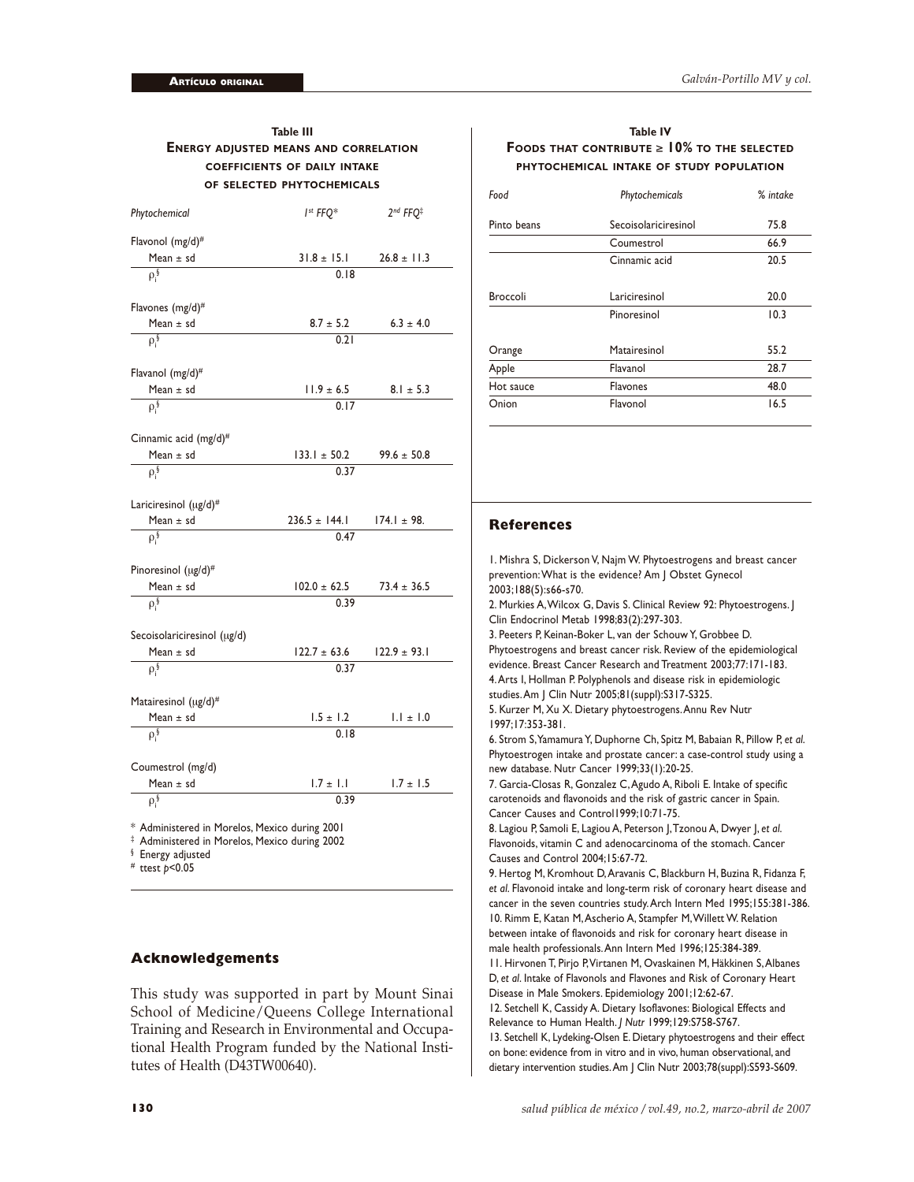**Table III**
**Energy adjusted means and correlation coefficients of daily intake of selected phytochemicals**

| *Phytochemical* | *1st FFQ\** | *2nd FFQ‡* |
|---|---|---|
| Flavonol (mg/d)# | | |
| Mean ± sd | 31.8 ± 15.1 | 26.8 ± 11.3 |
| $\rho_i$§ | 0.18 | |
| Flavones (mg/d)# | | |
| Mean ± sd | 8.7 ± 5.2 | 6.3 ± 4.0 |
| $\rho_i$§ | 0.21 | |
| Flavanol (mg/d)# | | |
| Mean ± sd | 11.9 ± 6.5 | 8.1 ± 5.3 |
| $\rho_i$§ | 0.17 | |
| Cinnamic acid (mg/d)# | | |
| Mean ± sd | 133.1 ± 50.2 | 99.6 ± 50.8 |
| $\rho_i$§ | 0.37 | |
| Lariciresinol (μg/d)# | | |
| Mean ± sd | 236.5 ± 144.1 | 174.1 ± 98. |
| $\rho_i$§ | 0.47 | |
| Pinoresinol (μg/d)# | | |
| Mean ± sd | 102.0 ± 62.5 | 73.4 ± 36.5 |
| $\rho_i$§ | 0.39 | |
| Secoisolariciresinol (μg/d) | | |
| Mean ± sd | 122.7 ± 63.6 | 122.9 ± 93.1 |
| $\rho_i$§ | 0.37 | |
| Matairesinol (μg/d)# | | |
| Mean ± sd | 1.5 ± 1.2 | 1.1 ± 1.0 |
| $\rho_i$§ | 0.18 | |
| Coumestrol (mg/d) | | |
| Mean ± sd | 1.7 ± 1.1 | 1.7 ± 1.5 |
| $\rho_i$§ | 0.39 | |

\* Administered in Morelos, Mexico during 2001
‡ Administered in Morelos, Mexico during 2002
§ Energy adjusted
# ttest $p<0.05$

**Table IV**
**Foods that contribute ≥ 10% to the selected phytochemical intake of study population**

| *Food* | *Phytochemicals* | *% intake* |
|---|---|---|
| Pinto beans | Secoisolariciresinol | 75.8 |
| | Coumestrol | 66.9 |
| | Cinnamic acid | 20.5 |
| Broccoli | Lariciresinol | 20.0 |
| | Pinoresinol | 10.3 |
| Orange | Matairesinol | 55.2 |
| Apple | Flavanol | 28.7 |
| Hot sauce | Flavones | 48.0 |
| Onion | Flavonol | 16.5 |

## Acknowledgements

This study was supported in part by Mount Sinai School of Medicine/Queens College International Training and Research in Environmental and Occupational Health Program funded by the National Institutes of Health (D43TW00640).

## References

1. Mishra S, Dickerson V, Najm W. Phytoestrogens and breast cancer prevention: What is the evidence? Am J Obstet Gynecol 2003;188(5):s66-s70.
2. Murkies A, Wilcox G, Davis S. Clinical Review 92: Phytoestrogens. J Clin Endocrinol Metab 1998;83(2):297-303.
3. Peeters P, Keinan-Boker L, van der Schouw Y, Grobbee D. Phytoestrogens and breast cancer risk. Review of the epidemiological evidence. Breast Cancer Research and Treatment 2003;77:171-183.
4. Arts I, Hollman P. Polyphenols and disease risk in epidemiologic studies. Am J Clin Nutr 2005;81(suppl):S317-S325.
5. Kurzer M, Xu X. Dietary phytoestrogens. Annu Rev Nutr 1997;17:353-381.
6. Strom S, Yamamura Y, Duphorne Ch, Spitz M, Babaian R, Pillow P, *et al.* Phytoestrogen intake and prostate cancer: a case-control study using a new database. Nutr Cancer 1999;33(1):20-25.
7. Garcia-Closas R, Gonzalez C, Agudo A, Riboli E. Intake of specific carotenoids and flavonoids and the risk of gastric cancer in Spain. Cancer Causes and Control1999;10:71-75.
8. Lagiou P, Samoli E, Lagiou A, Peterson J, Tzonou A, Dwyer J, *et al.* Flavonoids, vitamin C and adenocarcinoma of the stomach. Cancer Causes and Control 2004;15:67-72.
9. Hertog M, Kromhout D, Aravanis C, Blackburn H, Buzina R, Fidanza F, *et al.* Flavonoid intake and long-term risk of coronary heart disease and cancer in the seven countries study. Arch Intern Med 1995;155:381-386.
10. Rimm E, Katan M, Ascherio A, Stampfer M, Willett W. Relation between intake of flavonoids and risk for coronary heart disease in male health professionals. Ann Intern Med 1996;125:384-389.
11. Hirvonen T, Pirjo P, Virtanen M, Ovaskainen M, Häkkinen S, Albanes D, *et al.* Intake of Flavonols and Flavones and Risk of Coronary Heart Disease in Male Smokers. Epidemiology 2001;12:62-67.
12. Setchell K, Cassidy A. Dietary Isoflavones: Biological Effects and Relevance to Human Health. *J Nutr* 1999;129:S758-S767.
13. Setchell K, Lydeking-Olsen E. Dietary phytoestrogens and their effect on bone: evidence from in vitro and in vivo, human observational, and dietary intervention studies. Am J Clin Nutr 2003;78(suppl):S593-S609.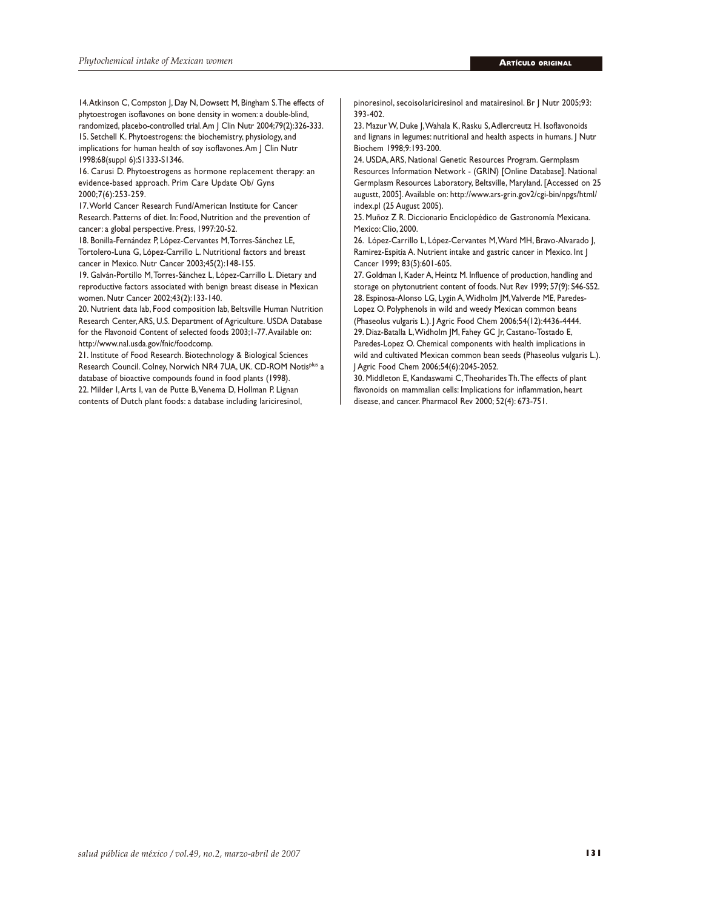14. Atkinson C, Compston J, Day N, Dowsett M, Bingham S. The effects of phytoestrogen isoflavones on bone density in women: a double-blind, randomized, placebo-controlled trial. Am J Clin Nutr 2004;79(2):326-333.

15. Setchell K. Phytoestrogens: the biochemistry, physiology, and implications for human health of soy isoflavones. Am J Clin Nutr 1998;68(suppl 6):S1333-S1346.

16. Carusi D. Phytoestrogens as hormone replacement therapy: an evidence-based approach. Prim Care Update Ob/ Gyns 2000;7(6):253-259.

17. World Cancer Research Fund/American Institute for Cancer Research. Patterns of diet. In: Food, Nutrition and the prevention of cancer: a global perspective. Press, 1997:20-52.

18. Bonilla-Fernández P, López-Cervantes M, Torres-Sánchez LE, Tortolero-Luna G, López-Carrillo L. Nutritional factors and breast cancer in Mexico. Nutr Cancer 2003;45(2):148-155.

19. Galván-Portillo M, Torres-Sánchez L, López-Carrillo L. Dietary and reproductive factors associated with benign breast disease in Mexican women. Nutr Cancer 2002;43(2):133-140.

20. Nutrient data lab, Food composition lab, Beltsville Human Nutrition Research Center, ARS, U.S. Department of Agriculture. USDA Database for the Flavonoid Content of selected foods 2003;1-77. Available on: http://www.nal.usda.gov/fnic/foodcomp.

21. Institute of Food Research. Biotechnology & Biological Sciences Research Council. Colney, Norwich NR4 7UA, UK. CD-ROM Notis$^{plus}$ a database of bioactive compounds found in food plants (1998).

22. Milder I, Arts I, van de Putte B, Venema D, Hollman P. Lignan contents of Dutch plant foods: a database including lariciresinol, pinoresinol, secoisolariciresinol and matairesinol. Br J Nutr 2005;93: 393-402.

23. Mazur W, Duke J, Wahala K, Rasku S, Adlercreutz H. Isoflavonoids and lignans in legumes: nutritional and health aspects in humans. J Nutr Biochem 1998;9:193-200.

24. USDA, ARS, National Genetic Resources Program. Germplasm Resources Information Network - (GRIN) [Online Database]. National Germplasm Resources Laboratory, Beltsville, Maryland. [Accessed on 25 augustt, 2005]. Available on: http://www.ars-grin.gov2/cgi-bin/npgs/html/index.pl (25 August 2005).

25. Muñoz Z R. Diccionario Enciclopédico de Gastronomía Mexicana. Mexico: Clio, 2000.

26. López-Carrillo L, López-Cervantes M, Ward MH, Bravo-Alvarado J, Ramirez-Espitia A. Nutrient intake and gastric cancer in Mexico. Int J Cancer 1999; 83(5):601-605.

27. Goldman I, Kader A, Heintz M. Influence of production, handling and storage on phytonutrient content of foods. Nut Rev 1999; 57(9): S46-S52.

28. Espinosa-Alonso LG, Lygin A, Widholm JM, Valverde ME, Paredes-Lopez O. Polyphenols in wild and weedy Mexican common beans (Phaseolus vulgaris L.). J Agric Food Chem 2006;54(12):4436-4444.

29. Diaz-Batalla L, Widholm JM, Fahey GC Jr, Castano-Tostado E, Paredes-Lopez O. Chemical components with health implications in wild and cultivated Mexican common bean seeds (Phaseolus vulgaris L.). J Agric Food Chem 2006;54(6):2045-2052.

30. Middleton E, Kandaswami C, Theoharides Th. The effects of plant flavonoids on mammalian cells: Implications for inflammation, heart disease, and cancer. Pharmacol Rev 2000; 52(4): 673-751.